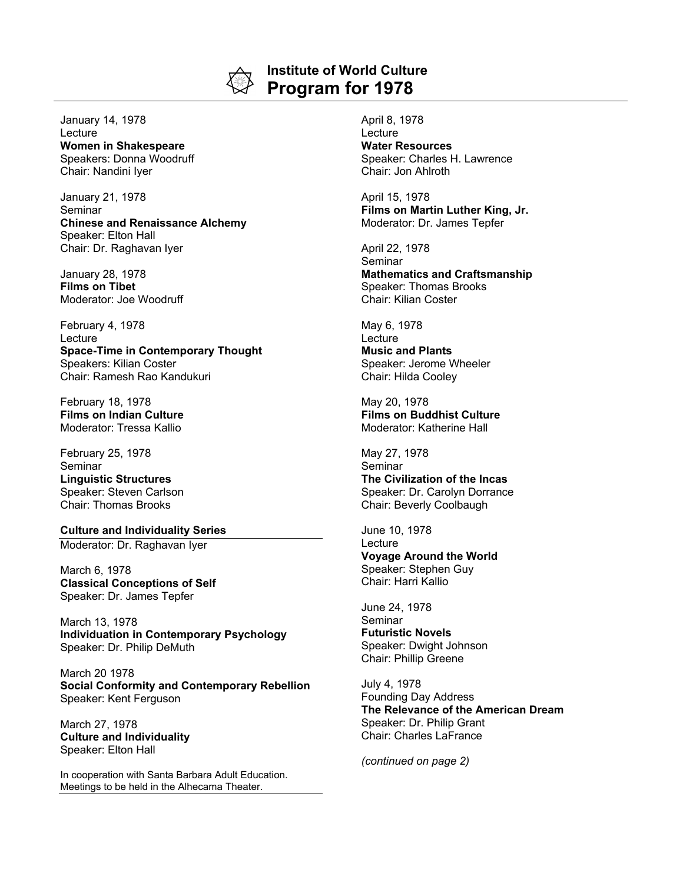# Institute of World Culture
## Program for 1978

January 14, 1978
Lecture
**Women in Shakespeare**
Speakers: Donna Woodruff
Chair: Nandini Iyer

January 21, 1978
Seminar
**Chinese and Renaissance Alchemy**
Speaker: Elton Hall
Chair: Dr. Raghavan Iyer

January 28, 1978
**Films on Tibet**
Moderator: Joe Woodruff

February 4, 1978
Lecture
**Space-Time in Contemporary Thought**
Speakers: Kilian Coster
Chair: Ramesh Rao Kandukuri

February 18, 1978
**Films on Indian Culture**
Moderator: Tressa Kallio

February 25, 1978
Seminar
**Linguistic Structures**
Speaker: Steven Carlson
Chair: Thomas Brooks

**Culture and Individuality Series**
Moderator: Dr. Raghavan Iyer

March 6, 1978
**Classical Conceptions of Self**
Speaker: Dr. James Tepfer

March 13, 1978
**Individuation in Contemporary Psychology**
Speaker: Dr. Philip DeMuth

March 20 1978
**Social Conformity and Contemporary Rebellion**
Speaker: Kent Ferguson

March 27, 1978
**Culture and Individuality**
Speaker: Elton Hall

In cooperation with Santa Barbara Adult Education.
Meetings to be held in the Alhecama Theater.

April 8, 1978
Lecture
**Water Resources**
Speaker: Charles H. Lawrence
Chair: Jon Ahlroth

April 15, 1978
**Films on Martin Luther King, Jr.**
Moderator: Dr. James Tepfer

April 22, 1978
Seminar
**Mathematics and Craftsmanship**
Speaker: Thomas Brooks
Chair: Kilian Coster

May 6, 1978
Lecture
**Music and Plants**
Speaker: Jerome Wheeler
Chair: Hilda Cooley

May 20, 1978
**Films on Buddhist Culture**
Moderator: Katherine Hall

May 27, 1978
Seminar
**The Civilization of the Incas**
Speaker: Dr. Carolyn Dorrance
Chair: Beverly Coolbaugh

June 10, 1978
Lecture
**Voyage Around the World**
Speaker: Stephen Guy
Chair: Harri Kallio

June 24, 1978
Seminar
**Futuristic Novels**
Speaker: Dwight Johnson
Chair: Phillip Greene

July 4, 1978
Founding Day Address
**The Relevance of the American Dream**
Speaker: Dr. Philip Grant
Chair: Charles LaFrance

*(continued on page 2)*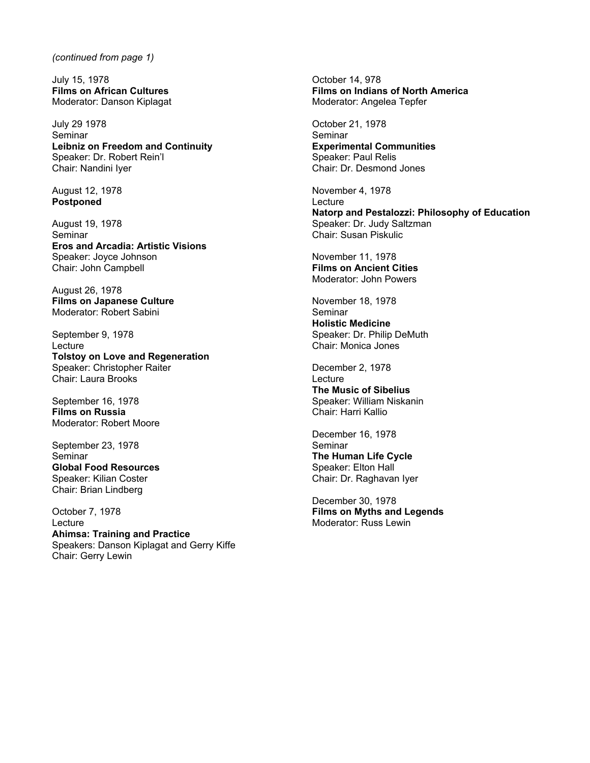*(continued from page 1)*

July 15, 1978
**Films on African Cultures**
Moderator: Danson Kiplagat

July 29 1978
Seminar
**Leibniz on Freedom and Continuity**
Speaker: Dr. Robert Rein'l
Chair: Nandini Iyer

August 12, 1978
**Postponed**

August 19, 1978
Seminar
**Eros and Arcadia: Artistic Visions**
Speaker: Joyce Johnson
Chair: John Campbell

August 26, 1978
**Films on Japanese Culture**
Moderator: Robert Sabini

September 9, 1978
Lecture
**Tolstoy on Love and Regeneration**
Speaker: Christopher Raiter
Chair: Laura Brooks

September 16, 1978
**Films on Russia**
Moderator: Robert Moore

September 23, 1978
Seminar
**Global Food Resources**
Speaker: Kilian Coster
Chair: Brian Lindberg

October 7, 1978
Lecture
**Ahimsa: Training and Practice**
Speakers: Danson Kiplagat and Gerry Kiffe
Chair: Gerry Lewin

October 14, 978
**Films on Indians of North America**
Moderator: Angelea Tepfer

October 21, 1978
Seminar
**Experimental Communities**
Speaker: Paul Relis
Chair: Dr. Desmond Jones

November 4, 1978
Lecture
**Natorp and Pestalozzi: Philosophy of Education**
Speaker: Dr. Judy Saltzman
Chair: Susan Piskulic

November 11, 1978
**Films on Ancient Cities**
Moderator: John Powers

November 18, 1978
Seminar
**Holistic Medicine**
Speaker: Dr. Philip DeMuth
Chair: Monica Jones

December 2, 1978
Lecture
**The Music of Sibelius**
Speaker: William Niskanin
Chair: Harri Kallio

December 16, 1978
Seminar
**The Human Life Cycle**
Speaker: Elton Hall
Chair: Dr. Raghavan Iyer

December 30, 1978
**Films on Myths and Legends**
Moderator: Russ Lewin